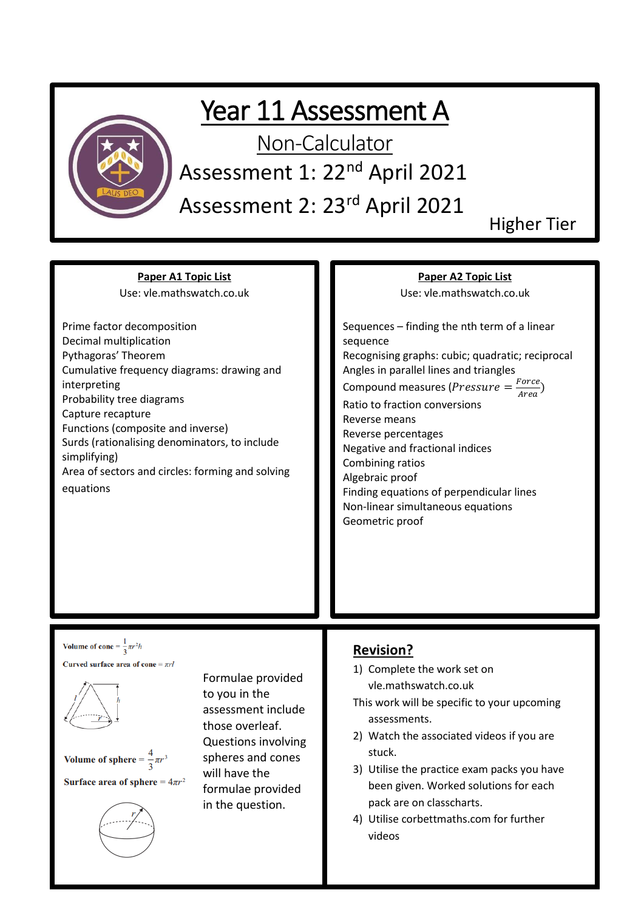# Year 11 Assessment A

## Non-Calculator

Assessment 1: 22nd April 2021

Assessment 2: 23rd April 2021

Higher Tier

### Paper A1 Topic List

Use: vle.mathswatch.co.uk

Prime factor decomposition
Decimal multiplication
Pythagoras' Theorem
Cumulative frequency diagrams: drawing and interpreting
Probability tree diagrams
Capture recapture
Functions (composite and inverse)
Surds (rationalising denominators, to include simplifying)
Area of sectors and circles: forming and solving equations

### Paper A2 Topic List

Use: vle.mathswatch.co.uk

Sequences – finding the nth term of a linear sequence
Recognising graphs: cubic; quadratic; reciprocal
Angles in parallel lines and triangles
Compound measures ($Pressure = \frac{Force}{Area}$)
Ratio to fraction conversions
Reverse means
Reverse percentages
Negative and fractional indices
Combining ratios
Algebraic proof
Finding equations of perpendicular lines
Non-linear simultaneous equations
Geometric proof

**Volume of cone** $= \frac{1}{3}\pi r^2 h$

**Curved surface area of cone** $= \pi r l$

**Volume of sphere** $= \frac{4}{3}\pi r^3$

**Surface area of sphere** $= 4\pi r^2$

Formulae provided to you in the assessment include those overleaf. Questions involving spheres and cones will have the formulae provided in the question.

## Revision?

1) Complete the work set on vle.mathswatch.co.uk

This work will be specific to your upcoming assessments.

2) Watch the associated videos if you are stuck.
3) Utilise the practice exam packs you have been given. Worked solutions for each pack are on classcharts.
4) Utilise corbettmaths.com for further videos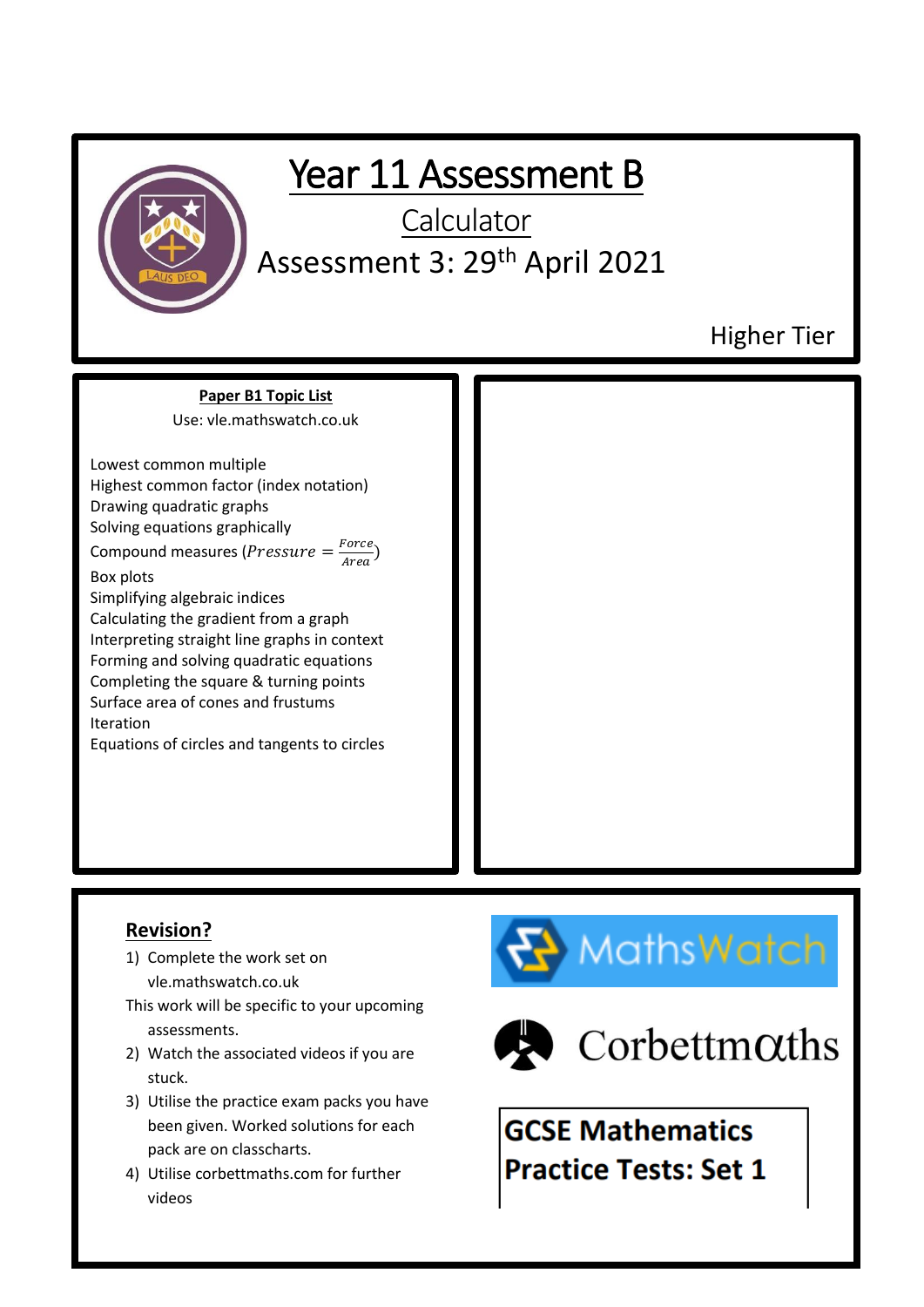# Year 11 Assessment B

## Calculator

## Assessment 3: 29th April 2021

Higher Tier

**Paper B1 Topic List**

Use: vle.mathswatch.co.uk

Lowest common multiple
Highest common factor (index notation)
Drawing quadratic graphs
Solving equations graphically
Compound measures ($Pressure = \frac{Force}{Area}$)
Box plots
Simplifying algebraic indices
Calculating the gradient from a graph
Interpreting straight line graphs in context
Forming and solving quadratic equations
Completing the square & turning points
Surface area of cones and frustums
Iteration
Equations of circles and tangents to circles

**Revision?**

1) Complete the work set on vle.mathswatch.co.uk
This work will be specific to your upcoming assessments.
2) Watch the associated videos if you are stuck.
3) Utilise the practice exam packs you have been given. Worked solutions for each pack are on classcharts.
4) Utilise corbettmaths.com for further videos

MathsWatch

Corbettmaths

**GCSE Mathematics Practice Tests: Set 1**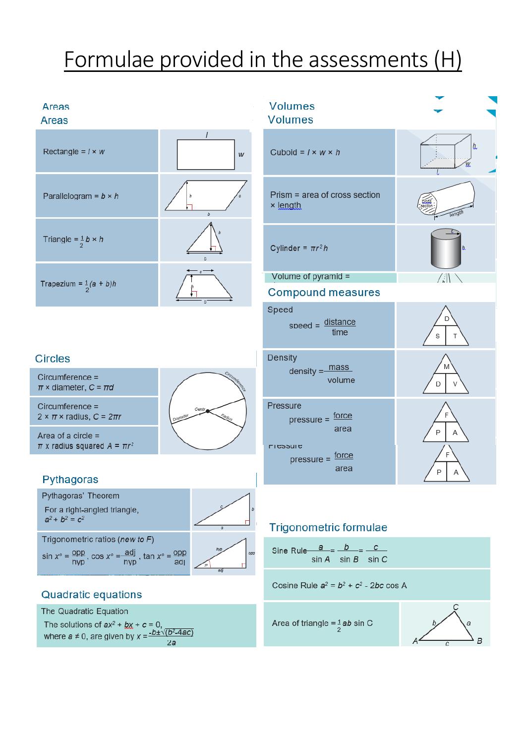# Formulae provided in the assessments (H)

## Areas

| | |
|---|---|
| Rectangle = $l \times w$ | |
| Parallelogram = $b \times h$ | |
| Triangle = $\frac{1}{2} b \times h$ | |
| Trapezium = $\frac{1}{2}(a + b)h$ | |

## Circles

| | |
|---|---|
| Circumference = $\pi$ × diameter, $C = \pi d$ | |
| Circumference = 2 × $\pi$ × radius, $C = 2\pi r$ | |
| Area of a circle = $\pi$ x radius squared $A = \pi r^2$ | |

Circumference
Centre
Diameter
Radius

## Pythagoras

Pythagoras' Theorem

For a right-angled triangle,
$a^2 + b^2 = c^2$

Trigonometric ratios (*new to F*)

$\sin x° = \frac{\text{opp}}{\text{hyp}}$, $\cos x° = \frac{\text{adj}}{\text{hyp}}$, $\tan x° = \frac{\text{opp}}{\text{adj}}$

## Quadratic equations

The Quadratic Equation

The solutions of $ax^2 + bx + c = 0$,
where $a \neq 0$, are given by $x = \frac{-b \pm \sqrt{(b^2 - 4ac)}}{2a}$

## Volumes

| | |
|---|---|
| Cuboid = $l \times w \times h$ | |
| Prism = area of cross section × length | |
| Cylinder = $\pi r^2 h$ | |
| Volume of pyramid = | |

## Compound measures

Speed

$\text{speed} = \frac{\text{distance}}{\text{time}}$

D
S T

Density

$\text{density} = \frac{\text{mass}}{\text{volume}}$

M
D V

Pressure

$\text{pressure} = \frac{\text{force}}{\text{area}}$

F
P A

Pressure

$\text{pressure} = \frac{\text{force}}{\text{area}}$

F
P A

## Trigonometric formulae

Sine Rule $\frac{a}{\sin A} = \frac{b}{\sin B} = \frac{c}{\sin C}$

Cosine Rule $a^2 = b^2 + c^2 - 2bc \cos A$

Area of triangle $= \frac{1}{2} ab \sin C$